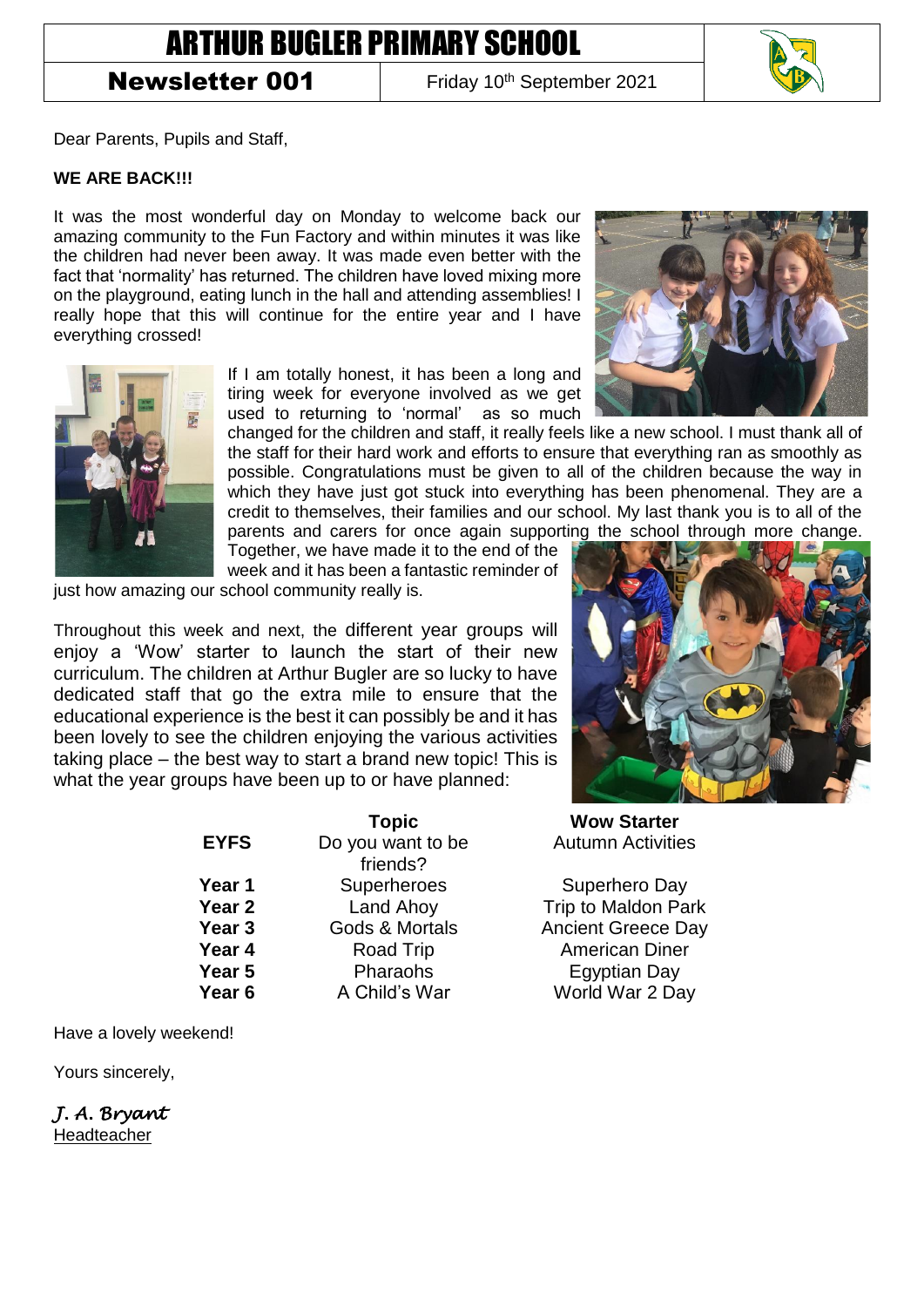# ARTHUR BUGLER PRIMARY SCHOOL

**Newsletter 001** | Friday 10th September 2021

Dear Parents, Pupils and Staff,

**WE ARE BACK!!!**

It was the most wonderful day on Monday to welcome back our amazing community to the Fun Factory and within minutes it was like the children had never been away. It was made even better with the fact that 'normality' has returned. The children have loved mixing more on the playground, eating lunch in the hall and attending assemblies! I really hope that this will continue for the entire year and I have everything crossed!

If I am totally honest, it has been a long and tiring week for everyone involved as we get used to returning to 'normal' as so much changed for the children and staff, it really feels like a new school. I must thank all of the staff for their hard work and efforts to ensure that everything ran as smoothly as possible. Congratulations must be given to all of the children because the way in which they have just got stuck into everything has been phenomenal. They are a credit to themselves, their families and our school. My last thank you is to all of the parents and carers for once again supporting the school through more change. Together, we have made it to the end of the week and it has been a fantastic reminder of just how amazing our school community really is.

Throughout this week and next, the different year groups will enjoy a 'Wow' starter to launch the start of their new curriculum. The children at Arthur Bugler are so lucky to have dedicated staff that go the extra mile to ensure that the educational experience is the best it can possibly be and it has been lovely to see the children enjoying the various activities taking place – the best way to start a brand new topic! This is what the year groups have been up to or have planned:

| | Topic | Wow Starter |
|---|---|---|
| **EYFS** | Do you want to be friends? | Autumn Activities |
| **Year 1** | Superheroes | Superhero Day |
| **Year 2** | Land Ahoy | Trip to Maldon Park |
| **Year 3** | Gods & Mortals | Ancient Greece Day |
| **Year 4** | Road Trip | American Diner |
| **Year 5** | Pharaohs | Egyptian Day |
| **Year 6** | A Child's War | World War 2 Day |

Have a lovely weekend!

Yours sincerely,

*J. A. Bryant*
Headteacher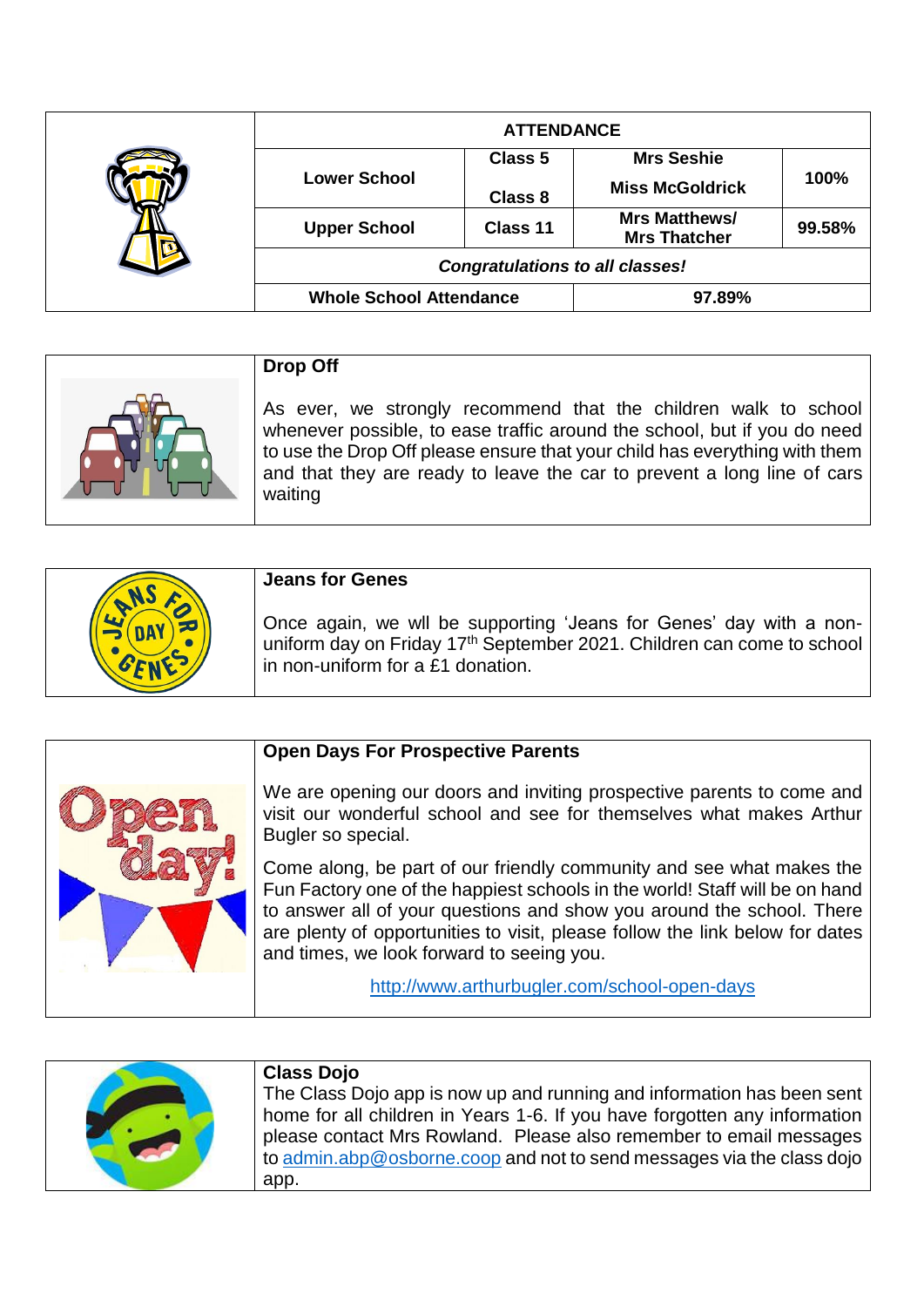| ATTENDANCE | | | |
|---|---|---|---|
| Lower School | Class 5 | Mrs Seshie | 100% |
| | Class 8 | Miss McGoldrick | |
| Upper School | Class 11 | Mrs Matthews/ Mrs Thatcher | 99.58% |
| *Congratulations to all classes!* | | | |
| Whole School Attendance | | 97.89% | |

**Drop Off**

As ever, we strongly recommend that the children walk to school whenever possible, to ease traffic around the school, but if you do need to use the Drop Off please ensure that your child has everything with them and that they are ready to leave the car to prevent a long line of cars waiting

**Jeans for Genes**

Once again, we wll be supporting 'Jeans for Genes' day with a non-uniform day on Friday 17th September 2021. Children can come to school in non-uniform for a £1 donation.

**Open Days For Prospective Parents**

We are opening our doors and inviting prospective parents to come and visit our wonderful school and see for themselves what makes Arthur Bugler so special.

Come along, be part of our friendly community and see what makes the Fun Factory one of the happiest schools in the world! Staff will be on hand to answer all of your questions and show you around the school. There are plenty of opportunities to visit, please follow the link below for dates and times, we look forward to seeing you.

http://www.arthurbugler.com/school-open-days

**Class Dojo**

The Class Dojo app is now up and running and information has been sent home for all children in Years 1-6. If you have forgotten any information please contact Mrs Rowland. Please also remember to email messages to admin.abp@osborne.coop and not to send messages via the class dojo app.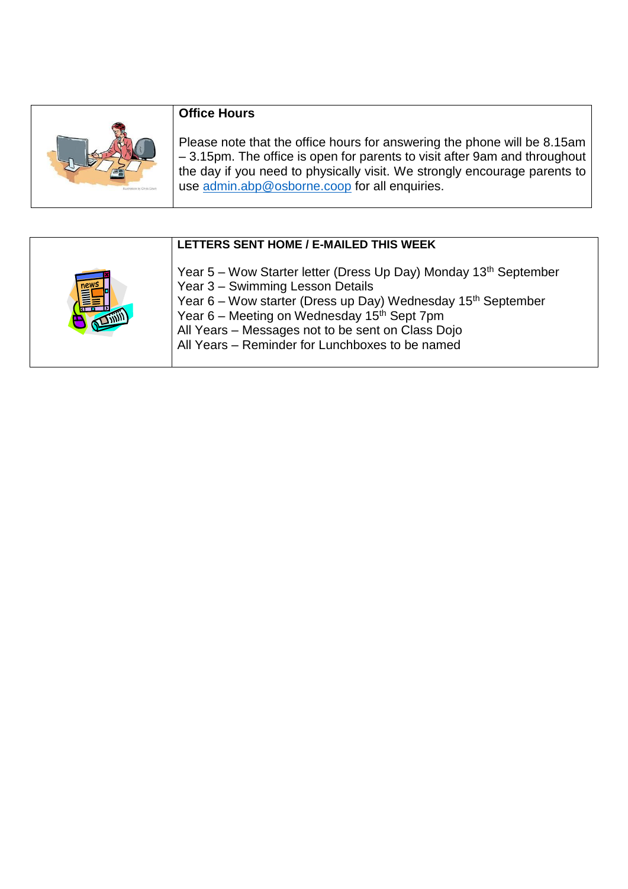## Office Hours

Please note that the office hours for answering the phone will be 8.15am – 3.15pm. The office is open for parents to visit after 9am and throughout the day if you need to physically visit. We strongly encourage parents to use admin.abp@osborne.coop for all enquiries.

## LETTERS SENT HOME / E-MAILED THIS WEEK

Year 5 – Wow Starter letter (Dress Up Day) Monday 13th September
Year 3 – Swimming Lesson Details
Year 6 – Wow starter (Dress up Day) Wednesday 15th September
Year 6 – Meeting on Wednesday 15th Sept 7pm
All Years – Messages not to be sent on Class Dojo
All Years – Reminder for Lunchboxes to be named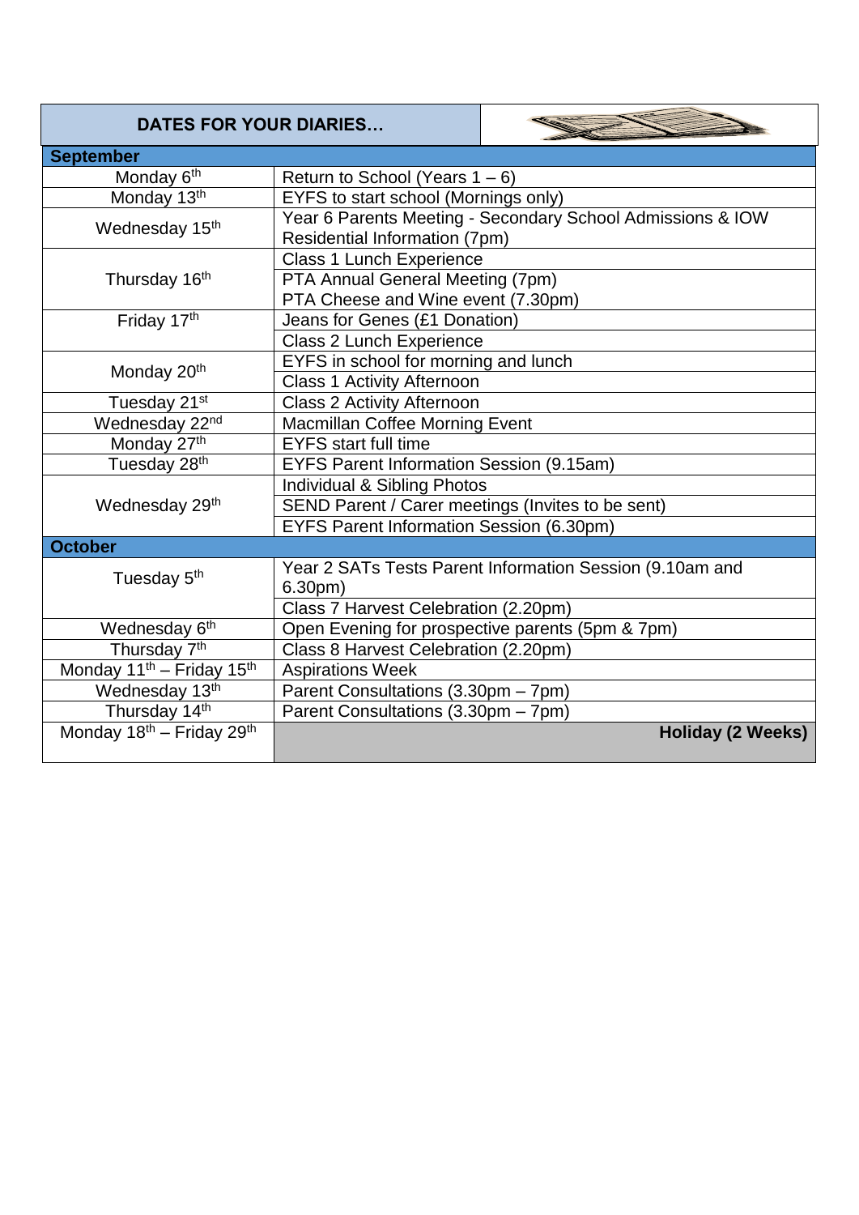## DATES FOR YOUR DIARIES…

| | |
|---|---|
| **September** | |
| Monday 6th | Return to School (Years 1 – 6) |
| Monday 13th | EYFS to start school (Mornings only) |
| Wednesday 15th | Year 6 Parents Meeting - Secondary School Admissions & IOW Residential Information (7pm) |
| Thursday 16th | Class 1 Lunch Experience |
| | PTA Annual General Meeting (7pm) PTA Cheese and Wine event (7.30pm) |
| Friday 17th | Jeans for Genes (£1 Donation) |
| | Class 2 Lunch Experience |
| Monday 20th | EYFS in school for morning and lunch |
| | Class 1 Activity Afternoon |
| Tuesday 21st | Class 2 Activity Afternoon |
| Wednesday 22nd | Macmillan Coffee Morning Event |
| Monday 27th | EYFS start full time |
| Tuesday 28th | EYFS Parent Information Session (9.15am) |
| Wednesday 29th | Individual & Sibling Photos |
| | SEND Parent / Carer meetings (Invites to be sent) |
| | EYFS Parent Information Session (6.30pm) |
| **October** | |
| Tuesday 5th | Year 2 SATs Tests Parent Information Session (9.10am and 6.30pm) |
| | Class 7 Harvest Celebration (2.20pm) |
| Wednesday 6th | Open Evening for prospective parents (5pm & 7pm) |
| Thursday 7th | Class 8 Harvest Celebration (2.20pm) |
| Monday 11th – Friday 15th | Aspirations Week |
| Wednesday 13th | Parent Consultations (3.30pm – 7pm) |
| Thursday 14th | Parent Consultations (3.30pm – 7pm) |
| Monday 18th – Friday 29th | **Holiday (2 Weeks)** |